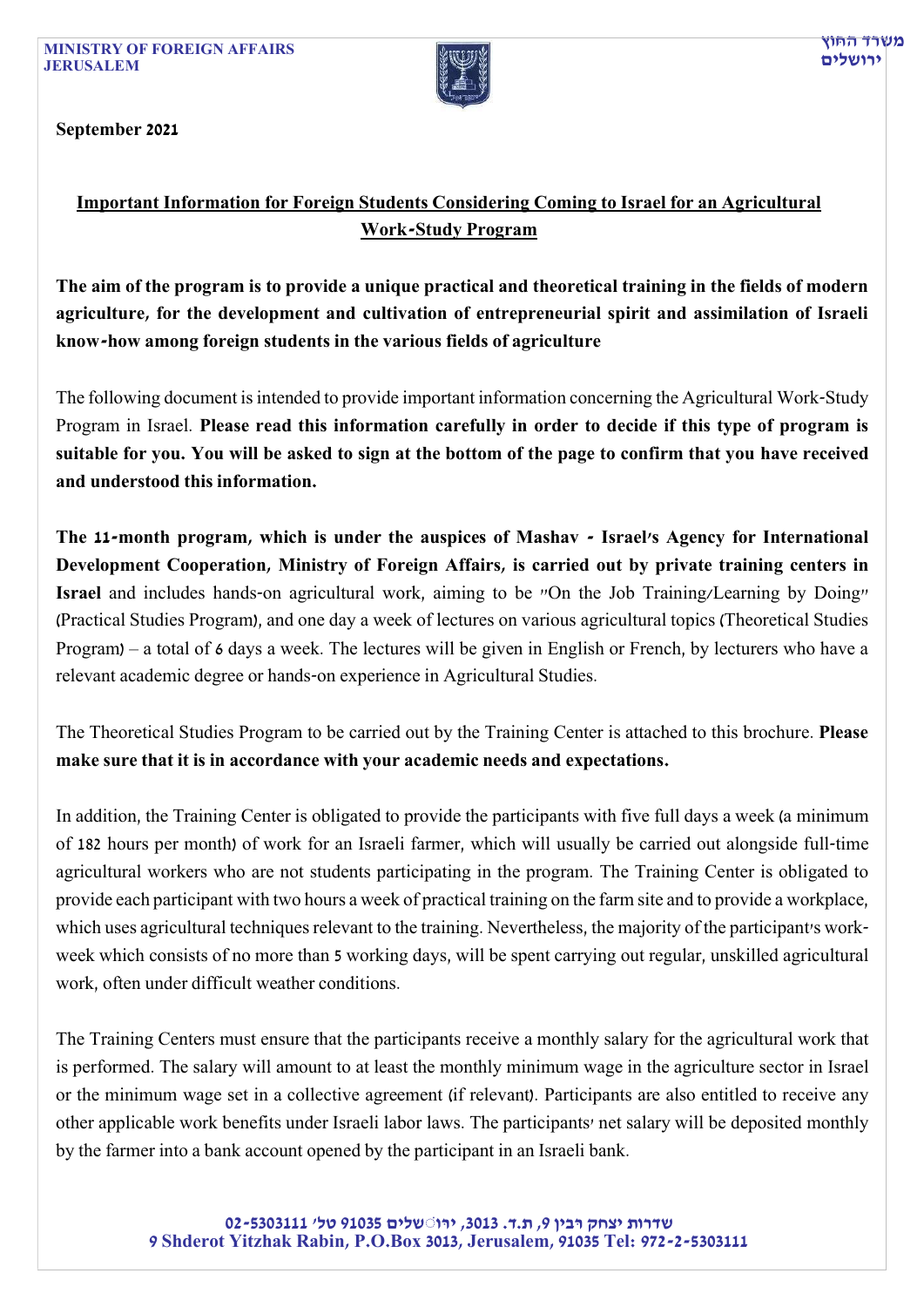MINISTRY OF FOREIGN AFFAIRS
JERUSALEM

משרד החוץ
ירושלים

September 2021

## Important Information for Foreign Students Considering Coming to Israel for an Agricultural Work-Study Program

**The aim of the program is to provide a unique practical and theoretical training in the fields of modern agriculture, for the development and cultivation of entrepreneurial spirit and assimilation of Israeli know-how among foreign students in the various fields of agriculture**

The following document is intended to provide important information concerning the Agricultural Work-Study Program in Israel. **Please read this information carefully in order to decide if this type of program is suitable for you. You will be asked to sign at the bottom of the page to confirm that you have received and understood this information.**

**The 11-month program, which is under the auspices of Mashav - Israel's Agency for International Development Cooperation, Ministry of Foreign Affairs, is carried out by private training centers in Israel** and includes hands-on agricultural work, aiming to be "On the Job Training/Learning by Doing" (Practical Studies Program), and one day a week of lectures on various agricultural topics (Theoretical Studies Program) – a total of 6 days a week. The lectures will be given in English or French, by lecturers who have a relevant academic degree or hands-on experience in Agricultural Studies.

The Theoretical Studies Program to be carried out by the Training Center is attached to this brochure. **Please make sure that it is in accordance with your academic needs and expectations.**

In addition, the Training Center is obligated to provide the participants with five full days a week (a minimum of 182 hours per month) of work for an Israeli farmer, which will usually be carried out alongside full-time agricultural workers who are not students participating in the program. The Training Center is obligated to provide each participant with two hours a week of practical training on the farm site and to provide a workplace, which uses agricultural techniques relevant to the training. Nevertheless, the majority of the participant's work-week which consists of no more than 5 working days, will be spent carrying out regular, unskilled agricultural work, often under difficult weather conditions.

The Training Centers must ensure that the participants receive a monthly salary for the agricultural work that is performed. The salary will amount to at least the monthly minimum wage in the agriculture sector in Israel or the minimum wage set in a collective agreement (if relevant). Participants are also entitled to receive any other applicable work benefits under Israeli labor laws. The participants' net salary will be deposited monthly by the farmer into a bank account opened by the participant in an Israeli bank.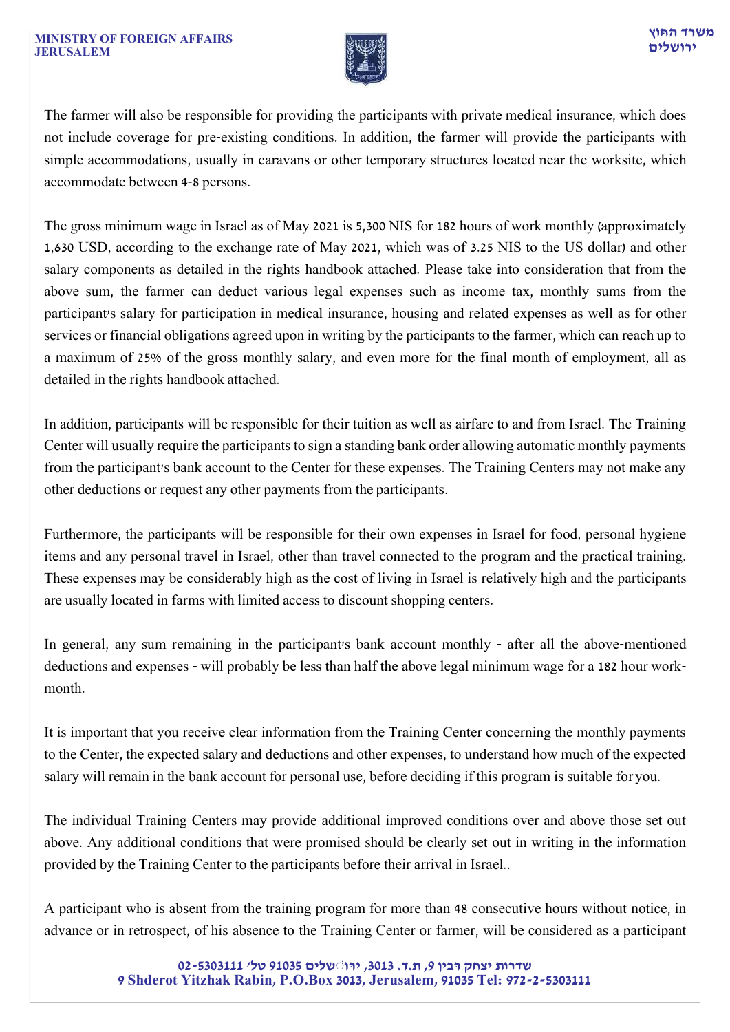The farmer will also be responsible for providing the participants with private medical insurance, which does not include coverage for pre-existing conditions. In addition, the farmer will provide the participants with simple accommodations, usually in caravans or other temporary structures located near the worksite, which accommodate between 4-8 persons.

The gross minimum wage in Israel as of May 2021 is 5,300 NIS for 182 hours of work monthly (approximately 1,630 USD, according to the exchange rate of May 2021, which was of 3.25 NIS to the US dollar) and other salary components as detailed in the rights handbook attached. Please take into consideration that from the above sum, the farmer can deduct various legal expenses such as income tax, monthly sums from the participant's salary for participation in medical insurance, housing and related expenses as well as for other services or financial obligations agreed upon in writing by the participants to the farmer, which can reach up to a maximum of 25% of the gross monthly salary, and even more for the final month of employment, all as detailed in the rights handbook attached.

In addition, participants will be responsible for their tuition as well as airfare to and from Israel. The Training Center will usually require the participants to sign a standing bank order allowing automatic monthly payments from the participant's bank account to the Center for these expenses. The Training Centers may not make any other deductions or request any other payments from the participants.

Furthermore, the participants will be responsible for their own expenses in Israel for food, personal hygiene items and any personal travel in Israel, other than travel connected to the program and the practical training. These expenses may be considerably high as the cost of living in Israel is relatively high and the participants are usually located in farms with limited access to discount shopping centers.

In general, any sum remaining in the participant's bank account monthly - after all the above-mentioned deductions and expenses - will probably be less than half the above legal minimum wage for a 182 hour work-month.

It is important that you receive clear information from the Training Center concerning the monthly payments to the Center, the expected salary and deductions and other expenses, to understand how much of the expected salary will remain in the bank account for personal use, before deciding if this program is suitable for you.

The individual Training Centers may provide additional improved conditions over and above those set out above. Any additional conditions that were promised should be clearly set out in writing in the information provided by the Training Center to the participants before their arrival in Israel..

A participant who is absent from the training program for more than 48 consecutive hours without notice, in advance or in retrospect, of his absence to the Training Center or farmer, will be considered as a participant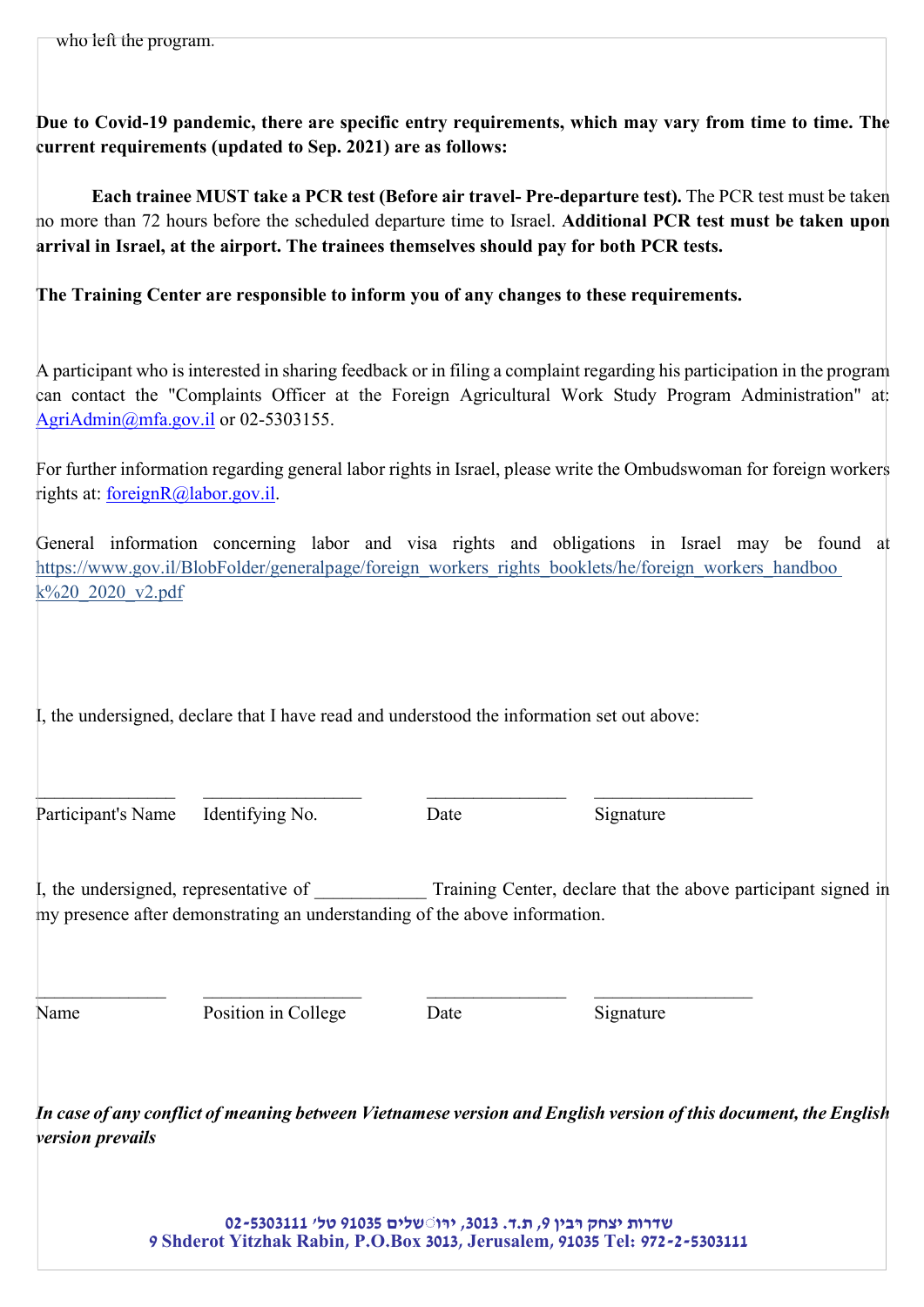who left the program.

**Due to Covid-19 pandemic, there are specific entry requirements, which may vary from time to time. The current requirements (updated to Sep. 2021) are as follows:**

**Each trainee MUST take a PCR test (Before air travel- Pre-departure test).** The PCR test must be taken no more than 72 hours before the scheduled departure time to Israel. **Additional PCR test must be taken upon arrival in Israel, at the airport. The trainees themselves should pay for both PCR tests.**

**The Training Center are responsible to inform you of any changes to these requirements.**

A participant who is interested in sharing feedback or in filing a complaint regarding his participation in the program can contact the "Complaints Officer at the Foreign Agricultural Work Study Program Administration" at: AgriAdmin@mfa.gov.il or 02-5303155.

For further information regarding general labor rights in Israel, please write the Ombudswoman for foreign workers rights at: foreignR@labor.gov.il.

General information concerning labor and visa rights and obligations in Israel may be found at https://www.gov.il/BlobFolder/generalpage/foreign_workers_rights_booklets/he/foreign_workers_handbook%20_2020_v2.pdf

I, the undersigned, declare that I have read and understood the information set out above:

| | | | |
|---|---|---|---|
| _______________ | _________________ | _______________ | _________________ |
| Participant's Name | Identifying No. | Date | Signature |

I, the undersigned, representative of ____________ Training Center, declare that the above participant signed in my presence after demonstrating an understanding of the above information.

| | | | |
|---|---|---|---|
| ______________ | _________________ | _______________ | _________________ |
| Name | Position in College | Date | Signature |

***In case of any conflict of meaning between Vietnamese version and English version of this document, the English version prevails***

**שדרות יצחק רבין 9, ת.ד. 3013, ירושלים 91035 טל' 02-5303111**
**9 Shderot Yitzhak Rabin, P.O.Box 3013, Jerusalem, 91035 Tel: 972-2-5303111**